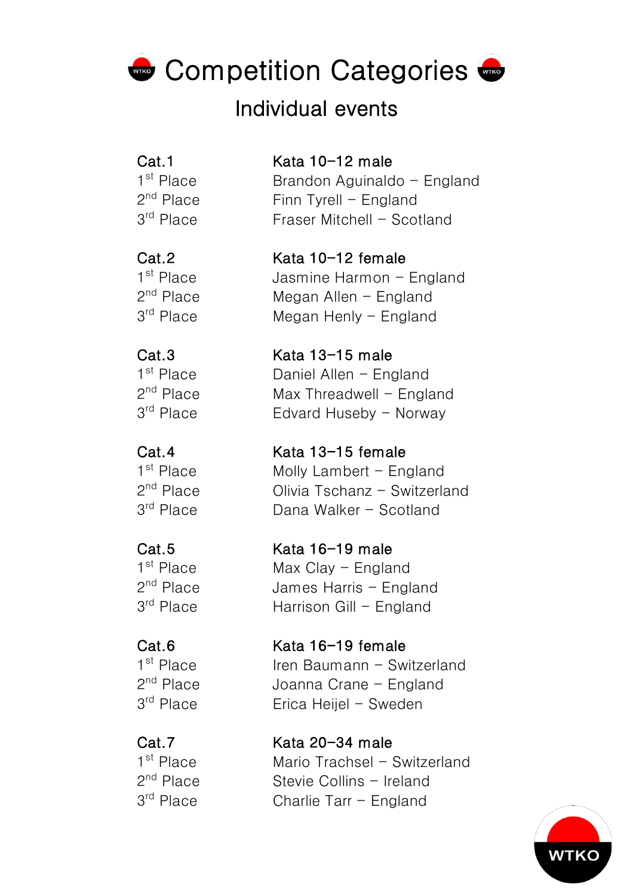# Competition Categories

## Individual events

| Cat.1 | Kata 10–12 male |
|---|---|
| 1st Place | Brandon Aguinaldo – England |
| 2nd Place | Finn Tyrell – England |
| 3rd Place | Fraser Mitchell – Scotland |

| Cat.2 | Kata 10–12 female |
|---|---|
| 1st Place | Jasmine Harmon – England |
| 2nd Place | Megan Allen – England |
| 3rd Place | Megan Henly – England |

| Cat.3 | Kata 13–15 male |
|---|---|
| 1st Place | Daniel Allen – England |
| 2nd Place | Max Threadwell – England |
| 3rd Place | Edvard Huseby – Norway |

| Cat.4 | Kata 13–15 female |
|---|---|
| 1st Place | Molly Lambert – England |
| 2nd Place | Olivia Tschanz – Switzerland |
| 3rd Place | Dana Walker – Scotland |

| Cat.5 | Kata 16–19 male |
|---|---|
| 1st Place | Max Clay – England |
| 2nd Place | James Harris – England |
| 3rd Place | Harrison Gill – England |

| Cat.6 | Kata 16–19 female |
|---|---|
| 1st Place | Iren Baumann – Switzerland |
| 2nd Place | Joanna Crane – England |
| 3rd Place | Erica Heijel – Sweden |

| Cat.7 | Kata 20–34 male |
|---|---|
| 1st Place | Mario Trachsel – Switzerland |
| 2nd Place | Stevie Collins – Ireland |
| 3rd Place | Charlie Tarr – England |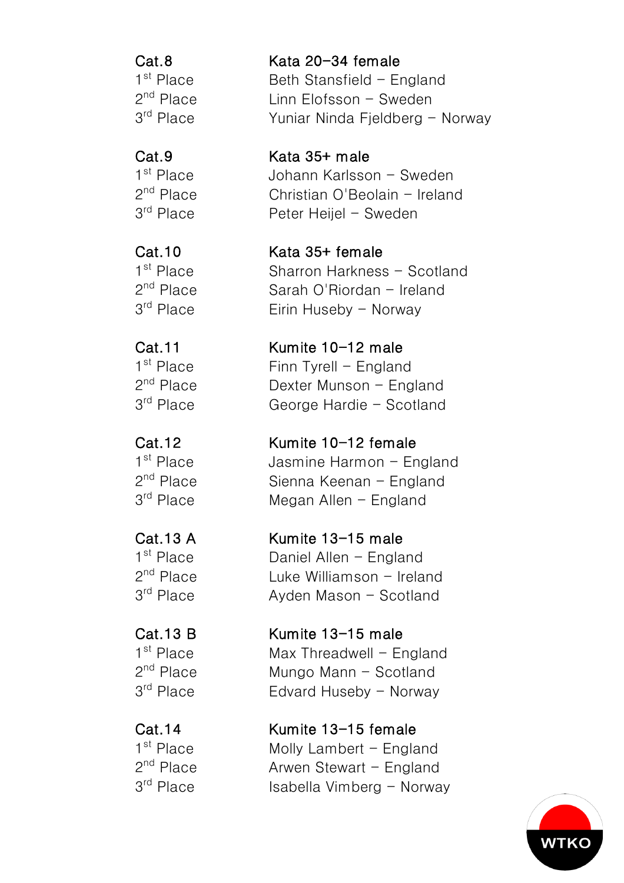**Cat.8** — **Kata 20-34 female**

1st Place — Beth Stansfield – England
2nd Place — Linn Elofsson – Sweden
3rd Place — Yuniar Ninda Fjeldberg – Norway

**Cat.9** — **Kata 35+ male**

1st Place — Johann Karlsson – Sweden
2nd Place — Christian O'Beolain – Ireland
3rd Place — Peter Heijel – Sweden

**Cat.10** — **Kata 35+ female**

1st Place — Sharron Harkness – Scotland
2nd Place — Sarah O'Riordan – Ireland
3rd Place — Eirin Huseby – Norway

**Cat.11** — **Kumite 10-12 male**

1st Place — Finn Tyrell – England
2nd Place — Dexter Munson – England
3rd Place — George Hardie – Scotland

**Cat.12** — **Kumite 10-12 female**

1st Place — Jasmine Harmon – England
2nd Place — Sienna Keenan – England
3rd Place — Megan Allen – England

**Cat.13 A** — **Kumite 13-15 male**

1st Place — Daniel Allen – England
2nd Place — Luke Williamson – Ireland
3rd Place — Ayden Mason – Scotland

**Cat.13 B** — **Kumite 13-15 male**

1st Place — Max Threadwell – England
2nd Place — Mungo Mann – Scotland
3rd Place — Edvard Huseby – Norway

**Cat.14** — **Kumite 13-15 female**

1st Place — Molly Lambert – England
2nd Place — Arwen Stewart – England
3rd Place — Isabella Vimberg – Norway

WTKO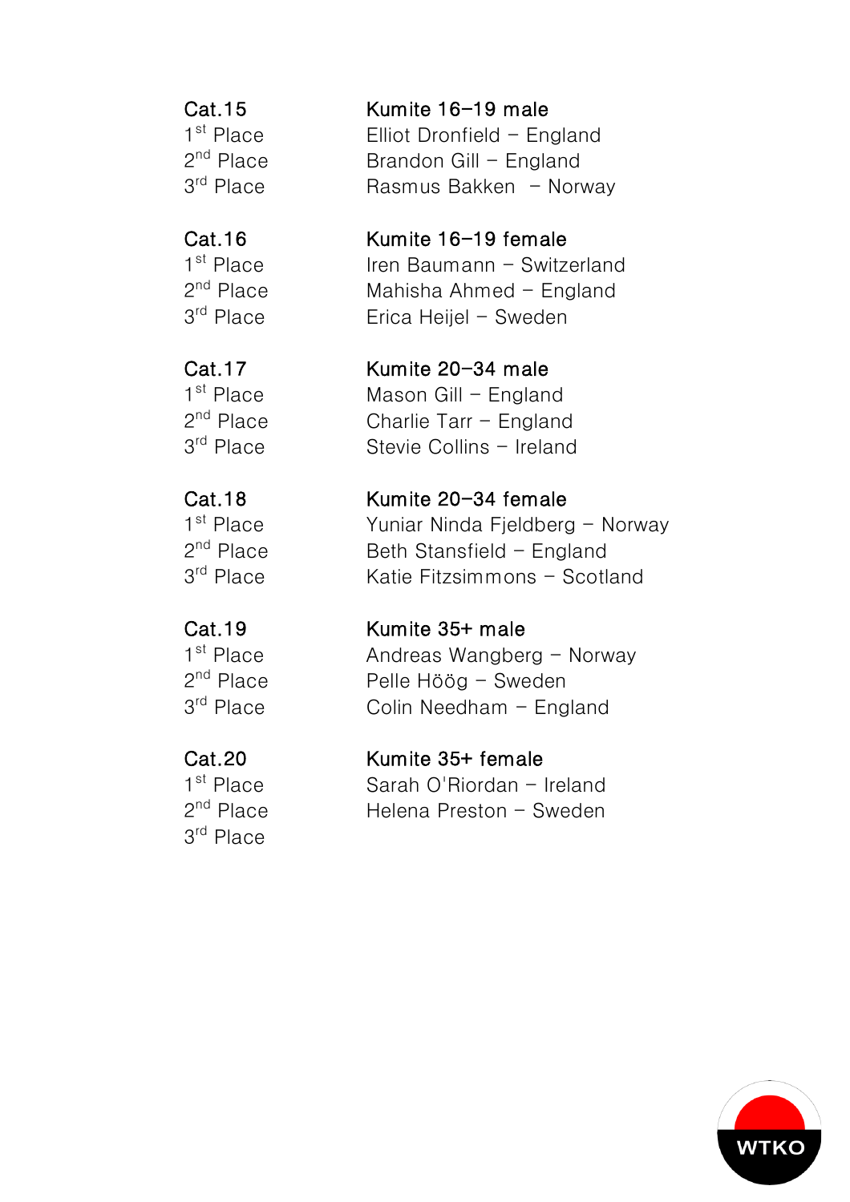**Cat.15** — **Kumite 16–19 male**

| | |
|---|---|
| 1st Place | Elliot Dronfield – England |
| 2nd Place | Brandon Gill – England |
| 3rd Place | Rasmus Bakken – Norway |

**Cat.16** — **Kumite 16–19 female**

| | |
|---|---|
| 1st Place | Iren Baumann – Switzerland |
| 2nd Place | Mahisha Ahmed – England |
| 3rd Place | Erica Heijel – Sweden |

**Cat.17** — **Kumite 20–34 male**

| | |
|---|---|
| 1st Place | Mason Gill – England |
| 2nd Place | Charlie Tarr – England |
| 3rd Place | Stevie Collins – Ireland |

**Cat.18** — **Kumite 20–34 female**

| | |
|---|---|
| 1st Place | Yuniar Ninda Fjeldberg – Norway |
| 2nd Place | Beth Stansfield – England |
| 3rd Place | Katie Fitzsimmons – Scotland |

**Cat.19** — **Kumite 35+ male**

| | |
|---|---|
| 1st Place | Andreas Wangberg – Norway |
| 2nd Place | Pelle Höög – Sweden |
| 3rd Place | Colin Needham – England |

**Cat.20** — **Kumite 35+ female**

| | |
|---|---|
| 1st Place | Sarah O'Riordan – Ireland |
| 2nd Place | Helena Preston – Sweden |
| 3rd Place | |

WTKO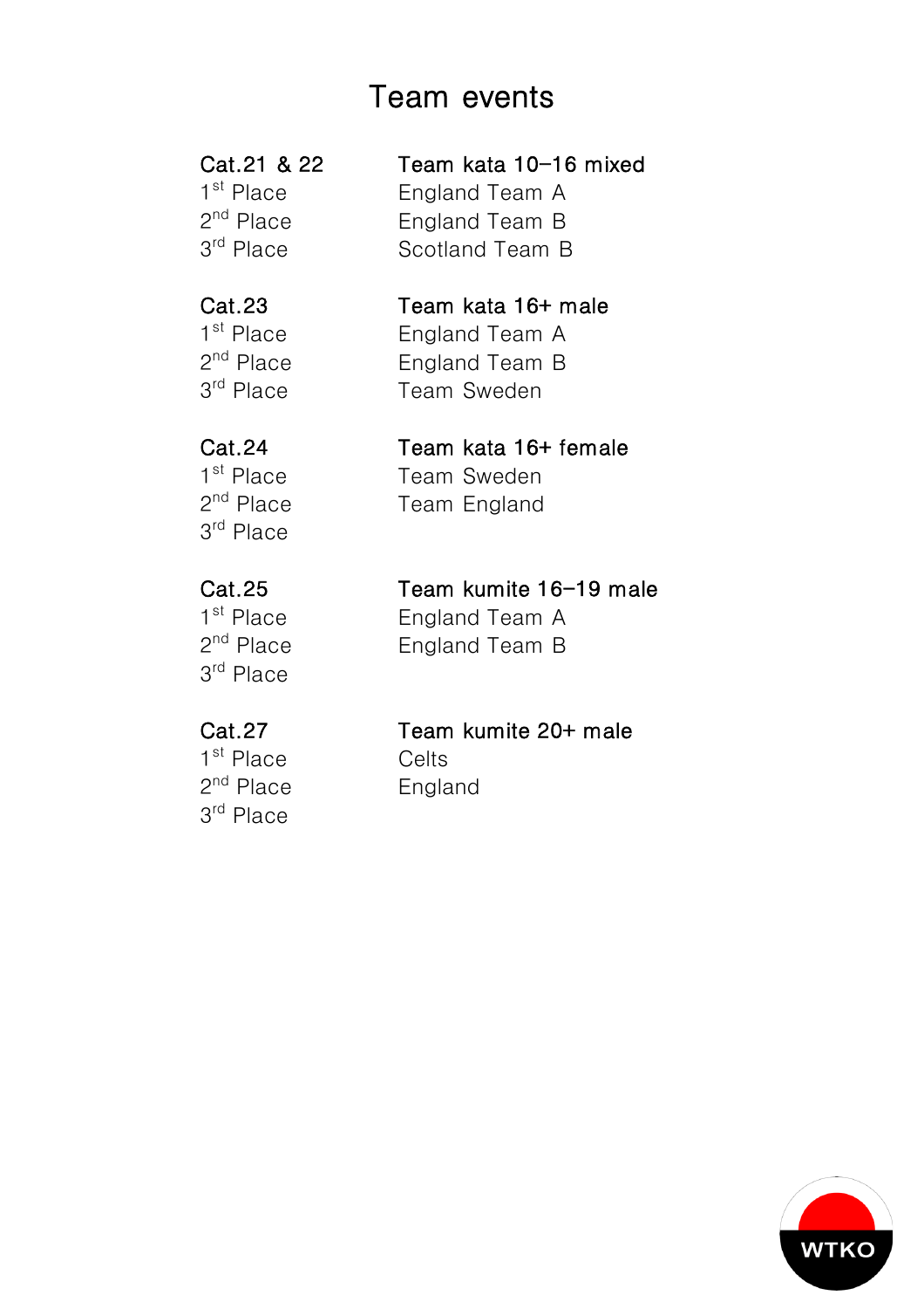# Team events

| | |
|---|---|
| **Cat.21 & 22** | **Team kata 10–16 mixed** |
| 1st Place | England Team A |
| 2nd Place | England Team B |
| 3rd Place | Scotland Team B |
| | |
| **Cat.23** | **Team kata 16+ male** |
| 1st Place | England Team A |
| 2nd Place | England Team B |
| 3rd Place | Team Sweden |
| | |
| **Cat.24** | **Team kata 16+ female** |
| 1st Place | Team Sweden |
| 2nd Place | Team England |
| 3rd Place | |
| | |
| **Cat.25** | **Team kumite 16–19 male** |
| 1st Place | England Team A |
| 2nd Place | England Team B |
| 3rd Place | |
| | |
| **Cat.27** | **Team kumite 20+ male** |
| 1st Place | Celts |
| 2nd Place | England |
| 3rd Place | |

WTKO